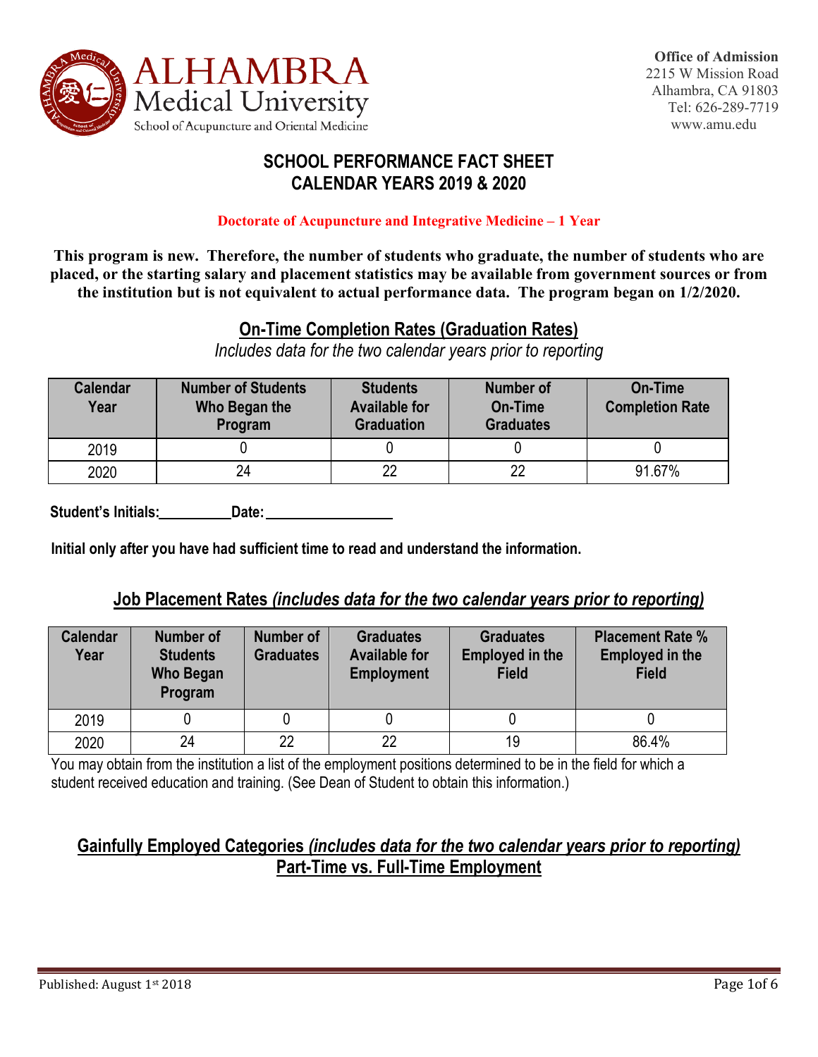ALHAMBRA Medical University
School of Acupuncture and Oriental Medicine

**Office of Admission**
2215 W Mission Road
Alhambra, CA 91803
Tel: 626-289-7719
www.amu.edu

# SCHOOL PERFORMANCE FACT SHEET
# CALENDAR YEARS 2019 & 2020

**Doctorate of Acupuncture and Integrative Medicine – 1 Year**

**This program is new. Therefore, the number of students who graduate, the number of students who are placed, or the starting salary and placement statistics may be available from government sources or from the institution but is not equivalent to actual performance data. The program began on 1/2/2020.**

## On-Time Completion Rates (Graduation Rates)

*Includes data for the two calendar years prior to reporting*

| Calendar Year | Number of Students Who Began the Program | Students Available for Graduation | Number of On-Time Graduates | On-Time Completion Rate |
|---|---|---|---|---|
| 2019 | 0 | 0 | 0 | 0 |
| 2020 | 24 | 22 | 22 | 91.67% |

**Student's Initials:__________Date:__________________**

**Initial only after you have had sufficient time to read and understand the information.**

## Job Placement Rates *(includes data for the two calendar years prior to reporting)*

| Calendar Year | Number of Students Who Began Program | Number of Graduates | Graduates Available for Employment | Graduates Employed in the Field | Placement Rate % Employed in the Field |
|---|---|---|---|---|---|
| 2019 | 0 | 0 | 0 | 0 | 0 |
| 2020 | 24 | 22 | 22 | 19 | 86.4% |

You may obtain from the institution a list of the employment positions determined to be in the field for which a student received education and training. (See Dean of Student to obtain this information.)

## Gainfully Employed Categories *(includes data for the two calendar years prior to reporting)*
## Part-Time vs. Full-Time Employment

Published: August 1st 2018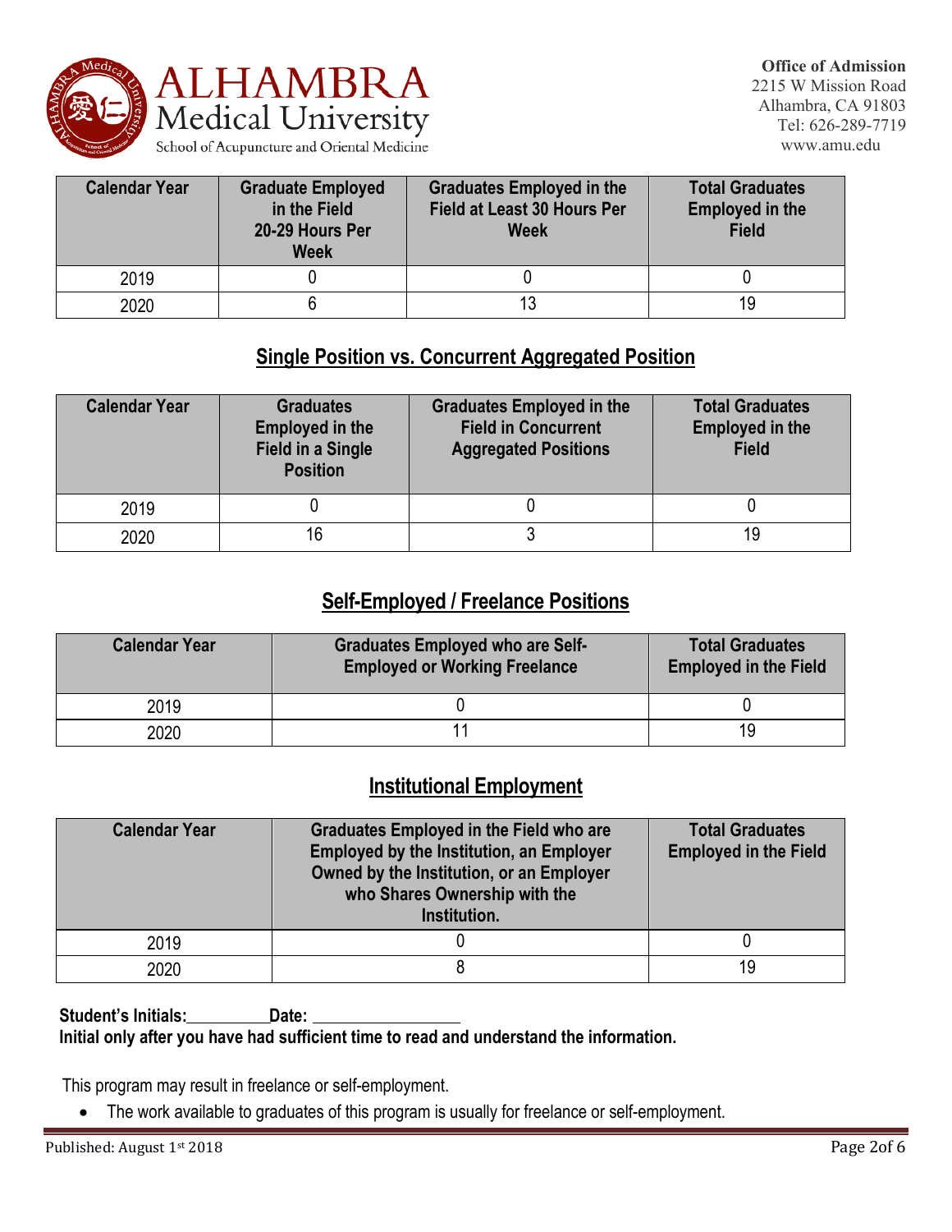| Calendar Year | Graduate Employed in the Field 20-29 Hours Per Week | Graduates Employed in the Field at Least 30 Hours Per Week | Total Graduates Employed in the Field |
|---|---|---|---|
| 2019 | 0 | 0 | 0 |
| 2020 | 6 | 13 | 19 |

## Single Position vs. Concurrent Aggregated Position

| Calendar Year | Graduates Employed in the Field in a Single Position | Graduates Employed in the Field in Concurrent Aggregated Positions | Total Graduates Employed in the Field |
|---|---|---|---|
| 2019 | 0 | 0 | 0 |
| 2020 | 16 | 3 | 19 |

## Self-Employed / Freelance Positions

| Calendar Year | Graduates Employed who are Self-Employed or Working Freelance | Total Graduates Employed in the Field |
|---|---|---|
| 2019 | 0 | 0 |
| 2020 | 11 | 19 |

## Institutional Employment

| Calendar Year | Graduates Employed in the Field who are Employed by the Institution, an Employer Owned by the Institution, or an Employer who Shares Ownership with the Institution. | Total Graduates Employed in the Field |
|---|---|---|
| 2019 | 0 | 0 |
| 2020 | 8 | 19 |

**Student's Initials:\_\_\_\_\_\_\_\_\_\_Date: \_\_\_\_\_\_\_\_\_\_\_\_\_\_\_\_\_\_**
**Initial only after you have had sufficient time to read and understand the information.**

This program may result in freelance or self-employment.

- The work available to graduates of this program is usually for freelance or self-employment.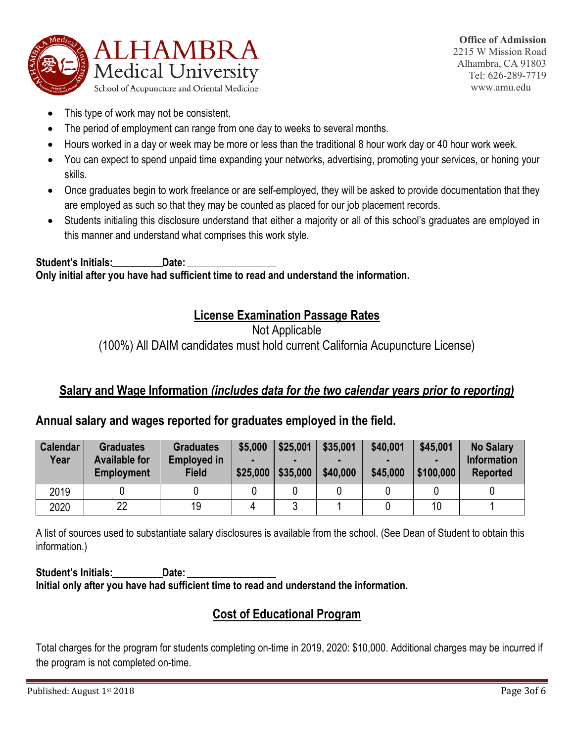- This type of work may not be consistent.
- The period of employment can range from one day to weeks to several months.
- Hours worked in a day or week may be more or less than the traditional 8 hour work day or 40 hour work week.
- You can expect to spend unpaid time expanding your networks, advertising, promoting your services, or honing your skills.
- Once graduates begin to work freelance or are self-employed, they will be asked to provide documentation that they are employed as such so that they may be counted as placed for our job placement records.
- Students initialing this disclosure understand that either a majority or all of this school's graduates are employed in this manner and understand what comprises this work style.

**Student's Initials:\_\_\_\_\_\_\_\_\_\_Date:\_\_\_\_\_\_\_\_\_\_\_\_\_\_\_\_\_\_**
**Only initial after you have had sufficient time to read and understand the information.**

## License Examination Passage Rates

Not Applicable
(100%) All DAIM candidates must hold current California Acupuncture License)

## Salary and Wage Information *(includes data for the two calendar years prior to reporting)*

### Annual salary and wages reported for graduates employed in the field.

| Calendar Year | Graduates Available for Employment | Graduates Employed in Field | $5,000 - $25,000 | $25,001 - $35,000 | $35,001 - $40,000 | $40,001 - $45,000 | $45,001 - $100,000 | No Salary Information Reported |
|---|---|---|---|---|---|---|---|---|
| 2019 | 0 | 0 | 0 | 0 | 0 | 0 | 0 | 0 |
| 2020 | 22 | 19 | 4 | 3 | 1 | 0 | 10 | 1 |

A list of sources used to substantiate salary disclosures is available from the school. (See Dean of Student to obtain this information.)

**Student's Initials:\_\_\_\_\_\_\_\_\_\_Date:\_\_\_\_\_\_\_\_\_\_\_\_\_\_\_\_\_\_**
**Initial only after you have had sufficient time to read and understand the information.**

## Cost of Educational Program

Total charges for the program for students completing on-time in 2019, 2020: $10,000. Additional charges may be incurred if the program is not completed on-time.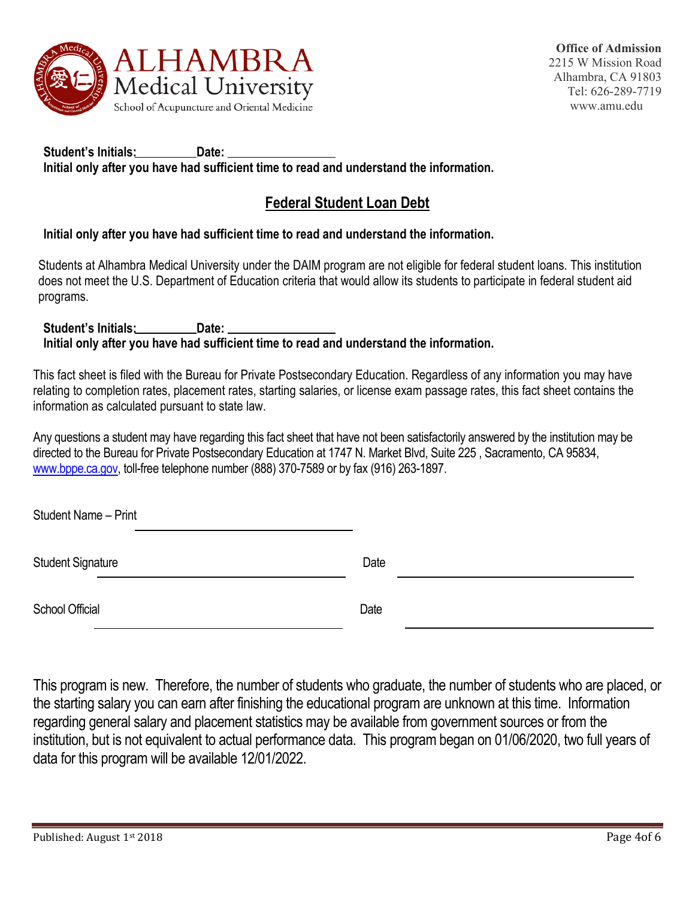**Office of Admission**
2215 W Mission Road
Alhambra, CA 91803
Tel: 626-289-7719
www.amu.edu

**Student's Initials:\_\_\_\_\_\_\_\_\_\_Date: \_\_\_\_\_\_\_\_\_\_\_\_\_\_\_\_\_\_**
**Initial only after you have had sufficient time to read and understand the information.**

## Federal Student Loan Debt

**Initial only after you have had sufficient time to read and understand the information.**

Students at Alhambra Medical University under the DAIM program are not eligible for federal student loans. This institution does not meet the U.S. Department of Education criteria that would allow its students to participate in federal student aid programs.

**Student's Initials:\_\_\_\_\_\_\_\_\_\_Date: \_\_\_\_\_\_\_\_\_\_\_\_\_\_\_\_\_\_**
**Initial only after you have had sufficient time to read and understand the information.**

This fact sheet is filed with the Bureau for Private Postsecondary Education. Regardless of any information you may have relating to completion rates, placement rates, starting salaries, or license exam passage rates, this fact sheet contains the information as calculated pursuant to state law.

Any questions a student may have regarding this fact sheet that have not been satisfactorily answered by the institution may be directed to the Bureau for Private Postsecondary Education at 1747 N. Market Blvd, Suite 225 , Sacramento, CA 95834, www.bppe.ca.gov, toll-free telephone number (888) 370-7589 or by fax (916) 263-1897.

Student Name – Print \_\_\_\_\_\_\_\_\_\_\_\_\_\_\_\_\_\_\_\_\_\_\_\_\_\_\_\_\_\_

Student Signature \_\_\_\_\_\_\_\_\_\_\_\_\_\_\_\_\_\_\_\_\_\_\_\_\_\_\_\_\_\_ Date \_\_\_\_\_\_\_\_\_\_\_\_\_\_\_\_\_\_\_\_\_\_\_\_\_\_\_\_\_\_

School Official \_\_\_\_\_\_\_\_\_\_\_\_\_\_\_\_\_\_\_\_\_\_\_\_\_\_\_\_\_\_ Date \_\_\_\_\_\_\_\_\_\_\_\_\_\_\_\_\_\_\_\_\_\_\_\_\_\_\_\_\_\_

This program is new. Therefore, the number of students who graduate, the number of students who are placed, or the starting salary you can earn after finishing the educational program are unknown at this time. Information regarding general salary and placement statistics may be available from government sources or from the institution, but is not equivalent to actual performance data. This program began on 01/06/2020, two full years of data for this program will be available 12/01/2022.

Published: August 1st 2018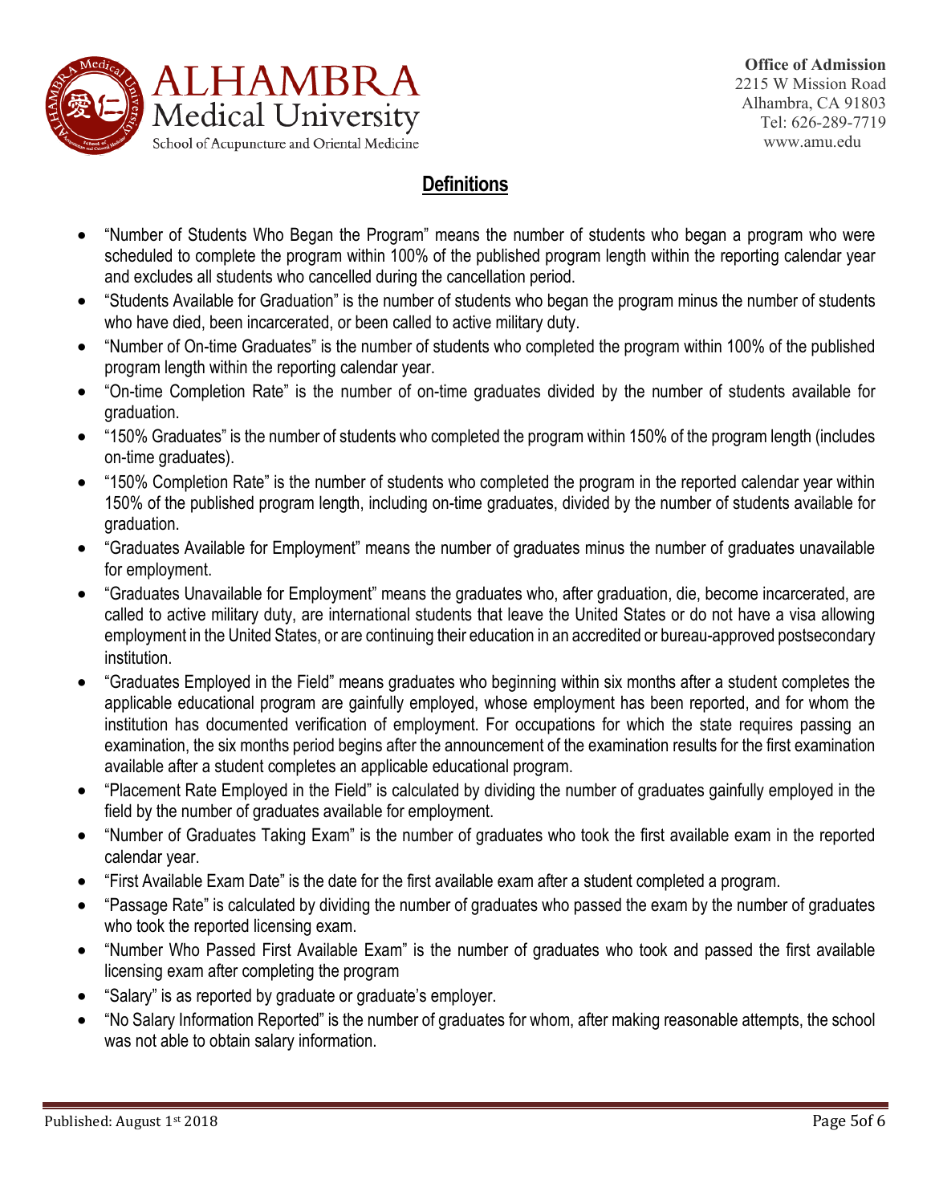## Definitions

- "Number of Students Who Began the Program" means the number of students who began a program who were scheduled to complete the program within 100% of the published program length within the reporting calendar year and excludes all students who cancelled during the cancellation period.
- "Students Available for Graduation" is the number of students who began the program minus the number of students who have died, been incarcerated, or been called to active military duty.
- "Number of On-time Graduates" is the number of students who completed the program within 100% of the published program length within the reporting calendar year.
- "On-time Completion Rate" is the number of on-time graduates divided by the number of students available for graduation.
- "150% Graduates" is the number of students who completed the program within 150% of the program length (includes on-time graduates).
- "150% Completion Rate" is the number of students who completed the program in the reported calendar year within 150% of the published program length, including on-time graduates, divided by the number of students available for graduation.
- "Graduates Available for Employment" means the number of graduates minus the number of graduates unavailable for employment.
- "Graduates Unavailable for Employment" means the graduates who, after graduation, die, become incarcerated, are called to active military duty, are international students that leave the United States or do not have a visa allowing employment in the United States, or are continuing their education in an accredited or bureau-approved postsecondary institution.
- "Graduates Employed in the Field" means graduates who beginning within six months after a student completes the applicable educational program are gainfully employed, whose employment has been reported, and for whom the institution has documented verification of employment. For occupations for which the state requires passing an examination, the six months period begins after the announcement of the examination results for the first examination available after a student completes an applicable educational program.
- "Placement Rate Employed in the Field" is calculated by dividing the number of graduates gainfully employed in the field by the number of graduates available for employment.
- "Number of Graduates Taking Exam" is the number of graduates who took the first available exam in the reported calendar year.
- "First Available Exam Date" is the date for the first available exam after a student completed a program.
- "Passage Rate" is calculated by dividing the number of graduates who passed the exam by the number of graduates who took the reported licensing exam.
- "Number Who Passed First Available Exam" is the number of graduates who took and passed the first available licensing exam after completing the program
- "Salary" is as reported by graduate or graduate's employer.
- "No Salary Information Reported" is the number of graduates for whom, after making reasonable attempts, the school was not able to obtain salary information.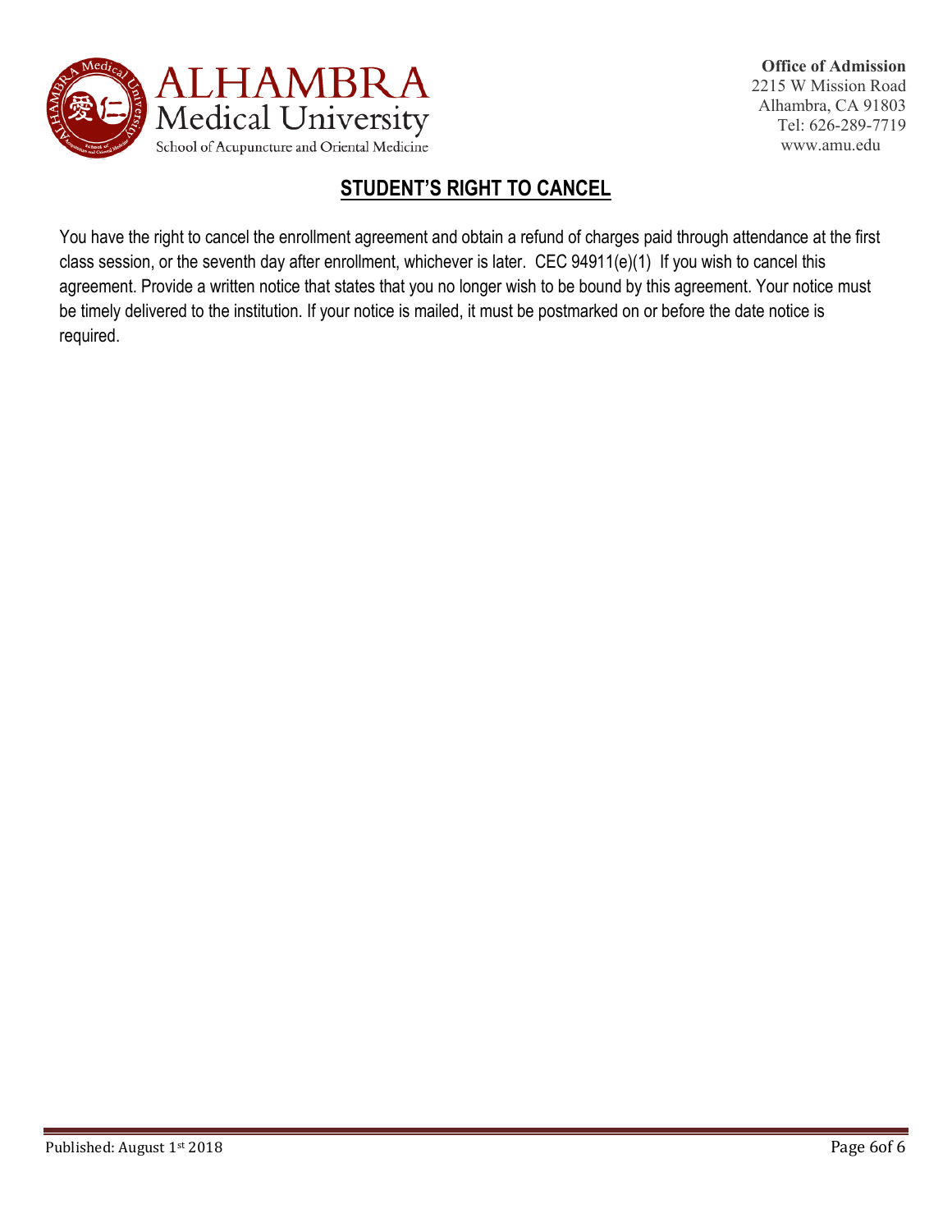ALHAMBRA Medical University

School of Acupuncture and Oriental Medicine

**Office of Admission**
2215 W Mission Road
Alhambra, CA 91803
Tel: 626-289-7719
www.amu.edu

## STUDENT'S RIGHT TO CANCEL

You have the right to cancel the enrollment agreement and obtain a refund of charges paid through attendance at the first class session, or the seventh day after enrollment, whichever is later. CEC 94911(e)(1) If you wish to cancel this agreement. Provide a written notice that states that you no longer wish to be bound by this agreement. Your notice must be timely delivered to the institution. If your notice is mailed, it must be postmarked on or before the date notice is required.

Published: August 1st 2018